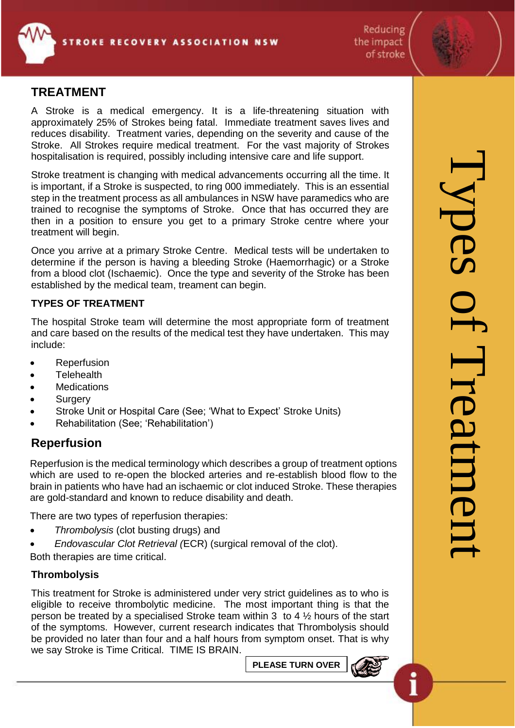# Types of Treatment

## TREATMENT

A Stroke is a medical emergency. It is a life-threatening situation with approximately 25% of Strokes being fatal. Immediate treatment saves lives and reduces disability. Treatment varies, depending on the severity and cause of the Stroke. All Strokes require medical treatment. For the vast majority of Strokes hospitalisation is required, possibly including intensive care and life support.

Stroke treatment is changing with medical advancements occurring all the time. It is important, if a Stroke is suspected, to ring 000 immediately. This is an essential step in the treatment process as all ambulances in NSW have paramedics who are trained to recognise the symptoms of Stroke. Once that has occurred they are then in a position to ensure you get to a primary Stroke centre where your treatment will begin.

Once you arrive at a primary Stroke Centre. Medical tests will be undertaken to determine if the person is having a bleeding Stroke (Haemorrhagic) or a Stroke from a blood clot (Ischaemic). Once the type and severity of the Stroke has been established by the medical team, treament can begin.

### TYPES OF TREATMENT

The hospital Stroke team will determine the most appropriate form of treatment and care based on the results of the medical test they have undertaken. This may include:

- Reperfusion
- Telehealth
- Medications
- Surgery
- Stroke Unit or Hospital Care (See; 'What to Expect' Stroke Units)
- Rehabilitation (See; 'Rehabilitation')

## Reperfusion

Reperfusion is the medical terminology which describes a group of treatment options which are used to re-open the blocked arteries and re-establish blood flow to the brain in patients who have had an ischaemic or clot induced Stroke. These therapies are gold-standard and known to reduce disability and death.

There are two types of reperfusion therapies:

- *Thrombolysis* (clot busting drugs) and
- *Endovascular Clot Retrieval (*ECR) (surgical removal of the clot).

Both therapies are time critical.

### Thrombolysis

This treatment for Stroke is administered under very strict guidelines as to who is eligible to receive thrombolytic medicine. The most important thing is that the person be treated by a specialised Stroke team within 3 to 4 ½ hours of the start of the symptoms. However, current research indicates that Thrombolysis should be provided no later than four and a half hours from symptom onset. That is why we say Stroke is Time Critical. TIME IS BRAIN.

**PLEASE TURN OVER**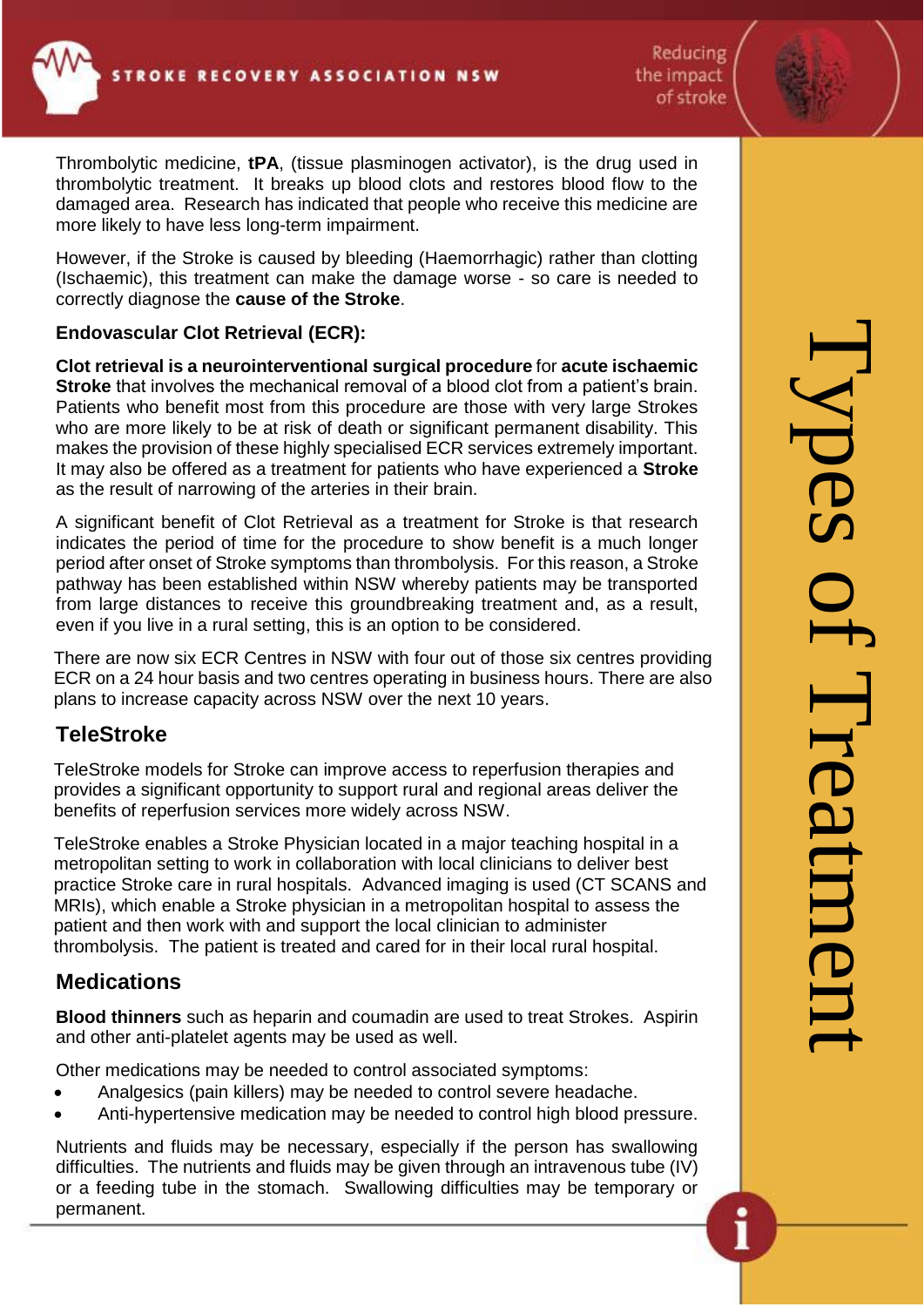Thrombolytic medicine, **tPA**, (tissue plasminogen activator), is the drug used in thrombolytic treatment. It breaks up blood clots and restores blood flow to the damaged area. Research has indicated that people who receive this medicine are more likely to have less long-term impairment.

However, if the Stroke is caused by bleeding (Haemorrhagic) rather than clotting (Ischaemic), this treatment can make the damage worse - so care is needed to correctly diagnose the **cause of the Stroke**.

### Endovascular Clot Retrieval (ECR):

**Clot retrieval is a neurointerventional surgical procedure** for **acute ischaemic Stroke** that involves the mechanical removal of a blood clot from a patient's brain. Patients who benefit most from this procedure are those with very large Strokes who are more likely to be at risk of death or significant permanent disability. This makes the provision of these highly specialised ECR services extremely important. It may also be offered as a treatment for patients who have experienced a **Stroke** as the result of narrowing of the arteries in their brain.

A significant benefit of Clot Retrieval as a treatment for Stroke is that research indicates the period of time for the procedure to show benefit is a much longer period after onset of Stroke symptoms than thrombolysis. For this reason, a Stroke pathway has been established within NSW whereby patients may be transported from large distances to receive this groundbreaking treatment and, as a result, even if you live in a rural setting, this is an option to be considered.

There are now six ECR Centres in NSW with four out of those six centres providing ECR on a 24 hour basis and two centres operating in business hours. There are also plans to increase capacity across NSW over the next 10 years.

## TeleStroke

TeleStroke models for Stroke can improve access to reperfusion therapies and provides a significant opportunity to support rural and regional areas deliver the benefits of reperfusion services more widely across NSW.

TeleStroke enables a Stroke Physician located in a major teaching hospital in a metropolitan setting to work in collaboration with local clinicians to deliver best practice Stroke care in rural hospitals. Advanced imaging is used (CT SCANS and MRIs), which enable a Stroke physician in a metropolitan hospital to assess the patient and then work with and support the local clinician to administer thrombolysis. The patient is treated and cared for in their local rural hospital.

## Medications

**Blood thinners** such as heparin and coumadin are used to treat Strokes. Aspirin and other anti-platelet agents may be used as well.

Other medications may be needed to control associated symptoms:

- Analgesics (pain killers) may be needed to control severe headache.
- Anti-hypertensive medication may be needed to control high blood pressure.

Nutrients and fluids may be necessary, especially if the person has swallowing difficulties. The nutrients and fluids may be given through an intravenous tube (IV) or a feeding tube in the stomach. Swallowing difficulties may be temporary or permanent.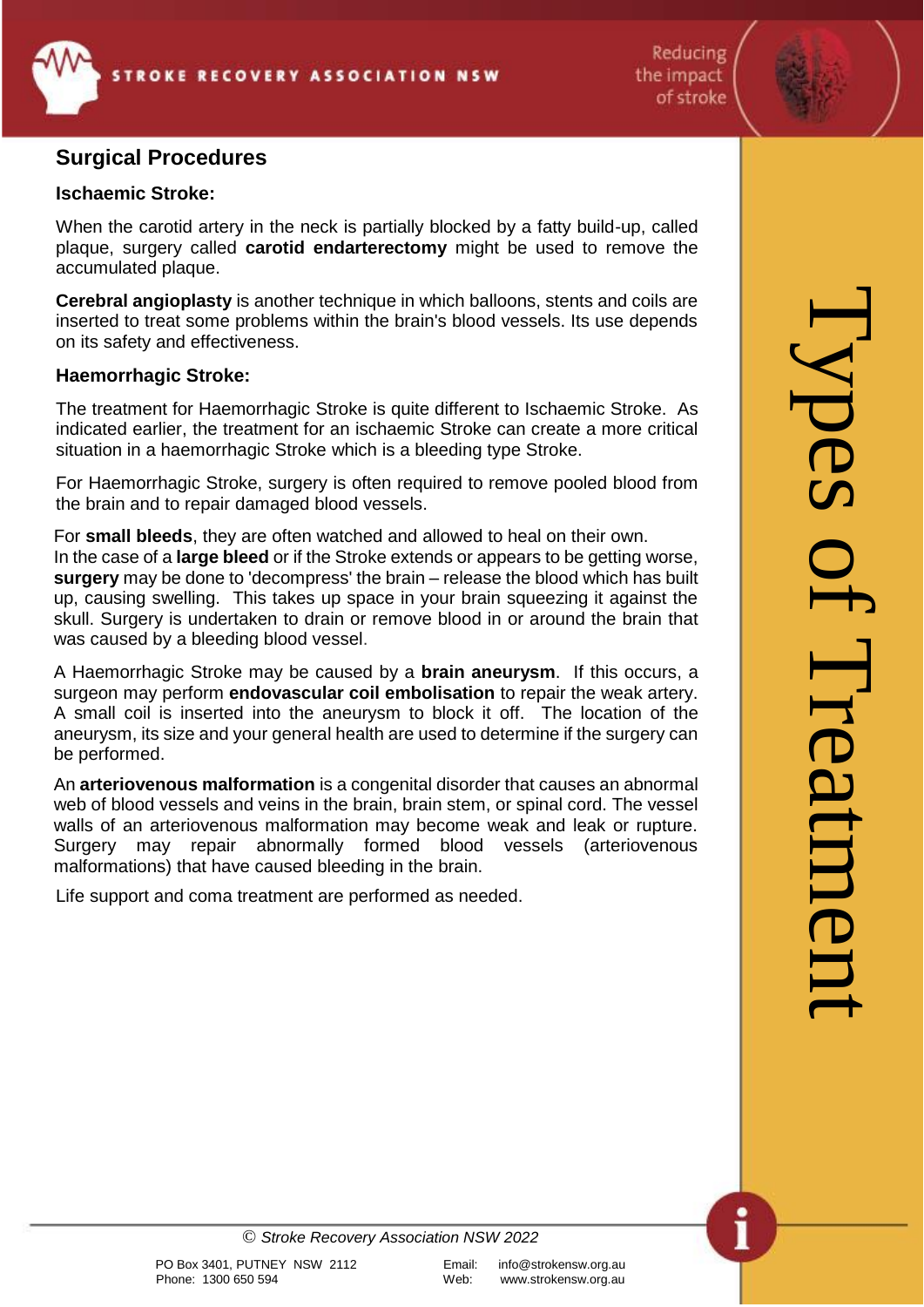## Surgical Procedures

### Ischaemic Stroke:

When the carotid artery in the neck is partially blocked by a fatty build-up, called plaque, surgery called **carotid endarterectomy** might be used to remove the accumulated plaque.

**Cerebral angioplasty** is another technique in which balloons, stents and coils are inserted to treat some problems within the brain's blood vessels. Its use depends on its safety and effectiveness.

### Haemorrhagic Stroke:

The treatment for Haemorrhagic Stroke is quite different to Ischaemic Stroke. As indicated earlier, the treatment for an ischaemic Stroke can create a more critical situation in a haemorrhagic Stroke which is a bleeding type Stroke.

For Haemorrhagic Stroke, surgery is often required to remove pooled blood from the brain and to repair damaged blood vessels.

For **small bleeds**, they are often watched and allowed to heal on their own.
In the case of a **large bleed** or if the Stroke extends or appears to be getting worse, **surgery** may be done to 'decompress' the brain – release the blood which has built up, causing swelling. This takes up space in your brain squeezing it against the skull. Surgery is undertaken to drain or remove blood in or around the brain that was caused by a bleeding blood vessel.

A Haemorrhagic Stroke may be caused by a **brain aneurysm**. If this occurs, a surgeon may perform **endovascular coil embolisation** to repair the weak artery. A small coil is inserted into the aneurysm to block it off. The location of the aneurysm, its size and your general health are used to determine if the surgery can be performed.

An **arteriovenous malformation** is a congenital disorder that causes an abnormal web of blood vessels and veins in the brain, brain stem, or spinal cord. The vessel walls of an arteriovenous malformation may become weak and leak or rupture. Surgery may repair abnormally formed blood vessels (arteriovenous malformations) that have caused bleeding in the brain.

Life support and coma treatment are performed as needed.